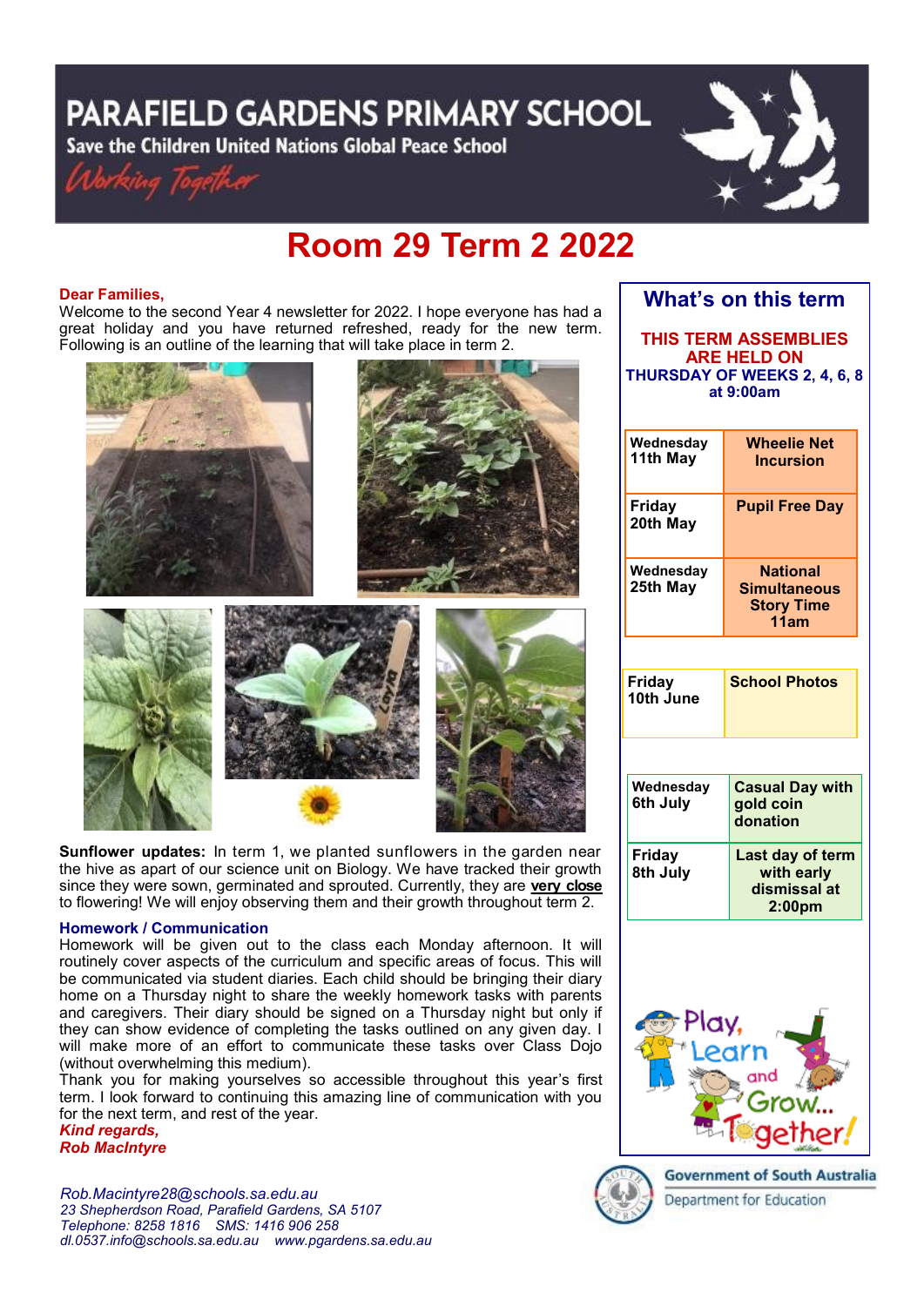# PARAFIELD GARDENS PRIMARY SCHOOL

Save the Children United Nations Global Peace School

*Working Together*

# Room 29 Term 2 2022

**Dear Families,**

Welcome to the second Year 4 newsletter for 2022. I hope everyone has had a great holiday and you have returned refreshed, ready for the new term. Following is an outline of the learning that will take place in term 2.

**Sunflower updates:** In term 1, we planted sunflowers in the garden near the hive as apart of our science unit on Biology. We have tracked their growth since they were sown, germinated and sprouted. Currently, they are **very close** to flowering! We will enjoy observing them and their growth throughout term 2.

## Homework / Communication

Homework will be given out to the class each Monday afternoon. It will routinely cover aspects of the curriculum and specific areas of focus. This will be communicated via student diaries. Each child should be bringing their diary home on a Thursday night to share the weekly homework tasks with parents and caregivers. Their diary should be signed on a Thursday night but only if they can show evidence of completing the tasks outlined on any given day. I will make more of an effort to communicate these tasks over Class Dojo (without overwhelming this medium).

Thank you for making yourselves so accessible throughout this year's first term. I look forward to continuing this amazing line of communication with you for the next term, and rest of the year.

***Kind regards,***
***Rob MacIntyre***

## What's on this term

**THIS TERM ASSEMBLIES ARE HELD ON THURSDAY OF WEEKS 2, 4, 6, 8 at 9:00am**

| Date | Event |
|---|---|
| Wednesday 11th May | Wheelie Net Incursion |
| Friday 20th May | Pupil Free Day |
| Wednesday 25th May | National Simultaneous Story Time 11am |
| Friday 10th June | School Photos |
| Wednesday 6th July | Casual Day with gold coin donation |
| Friday 8th July | Last day of term with early dismissal at 2:00pm |

Play, Learn and Grow... Together!

*Rob.Macintyre28@schools.sa.edu.au*
*23 Shepherdson Road, Parafield Gardens, SA 5107*
*Telephone: 8258 1816 SMS: 1416 906 258*
*dl.0537.info@schools.sa.edu.au www.pgardens.sa.edu.au*

Government of South Australia
Department for Education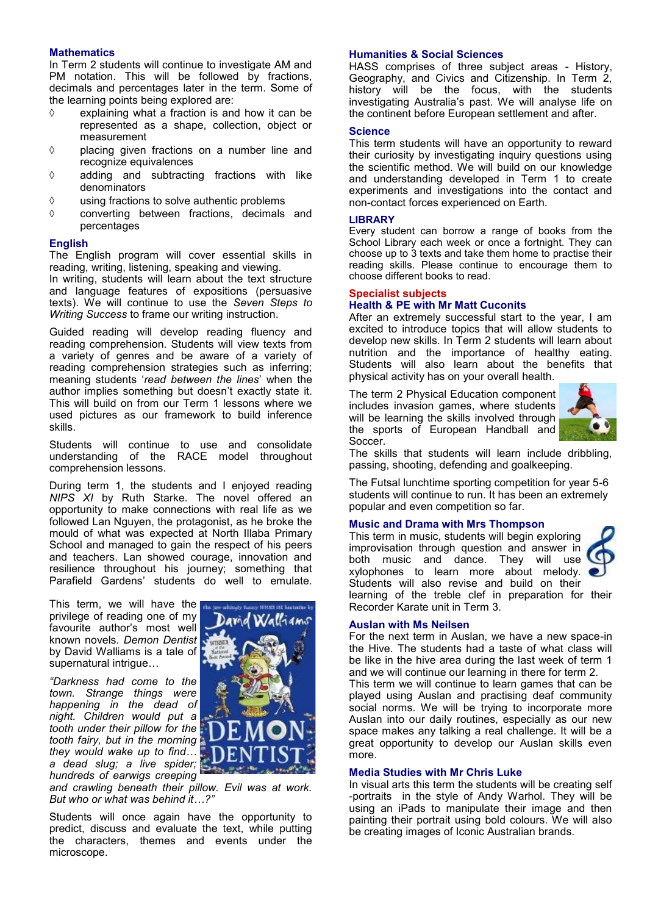## Mathematics

In Term 2 students will continue to investigate AM and PM notation. This will be followed by fractions, decimals and percentages later in the term. Some of the learning points being explored are:

- explaining what a fraction is and how it can be represented as a shape, collection, object or measurement
- placing given fractions on a number line and recognize equivalences
- adding and subtracting fractions with like denominators
- using fractions to solve authentic problems
- converting between fractions, decimals and percentages

## English

The English program will cover essential skills in reading, writing, listening, speaking and viewing.
In writing, students will learn about the text structure and language features of expositions (persuasive texts). We will continue to use the *Seven Steps to Writing Success* to frame our writing instruction.

Guided reading will develop reading fluency and reading comprehension. Students will view texts from a variety of genres and be aware of a variety of reading comprehension strategies such as inferring; meaning students '*read between the lines*' when the author implies something but doesn't exactly state it. This will build on from our Term 1 lessons where we used pictures as our framework to build inference skills.

Students will continue to use and consolidate understanding of the RACE model throughout comprehension lessons.

During term 1, the students and I enjoyed reading *NIPS XI* by Ruth Starke. The novel offered an opportunity to make connections with real life as we followed Lan Nguyen, the protagonist, as he broke the mould of what was expected at North Illaba Primary School and managed to gain the respect of his peers and teachers. Lan showed courage, innovation and resilience throughout his journey; something that Parafield Gardens' students do well to emulate.

This term, we will have the privilege of reading one of my favourite author's most well known novels. *Demon Dentist* by David Walliams is a tale of supernatural intrigue…

*"Darkness had come to the town. Strange things were happening in the dead of night. Children would put a tooth under their pillow for the tooth fairy, but in the morning they would wake up to find… a dead slug; a live spider; hundreds of earwigs creeping and crawling beneath their pillow. Evil was at work. But who or what was behind it…?"*

Students will once again have the opportunity to predict, discuss and evaluate the text, while putting the characters, themes and events under the microscope.

## Humanities & Social Sciences

HASS comprises of three subject areas - History, Geography, and Civics and Citizenship. In Term 2, history will be the focus, with the students investigating Australia's past. We will analyse life on the continent before European settlement and after.

## Science

This term students will have an opportunity to reward their curiosity by investigating inquiry questions using the scientific method. We will build on our knowledge and understanding developed in Term 1 to create experiments and investigations into the contact and non-contact forces experienced on Earth.

## LIBRARY

Every student can borrow a range of books from the School Library each week or once a fortnight. They can choose up to 3 texts and take them home to practise their reading skills. Please continue to encourage them to choose different books to read.

## Specialist subjects

### Health & PE with Mr Matt Cuconits

After an extremely successful start to the year, I am excited to introduce topics that will allow students to develop new skills. In Term 2 students will learn about nutrition and the importance of healthy eating. Students will also learn about the benefits that physical activity has on your overall health.

The term 2 Physical Education component includes invasion games, where students will be learning the skills involved through the sports of European Handball and Soccer.
The skills that students will learn include dribbling, passing, shooting, defending and goalkeeping.

The Futsal lunchtime sporting competition for year 5-6 students will continue to run. It has been an extremely popular and even competition so far.

### Music and Drama with Mrs Thompson

This term in music, students will begin exploring improvisation through question and answer in both music and dance. They will use xylophones to learn more about melody. Students will also revise and build on their learning of the treble clef in preparation for their Recorder Karate unit in Term 3.

### Auslan with Ms Neilsen

For the next term in Auslan, we have a new space-in the Hive. The students had a taste of what class will be like in the hive area during the last week of term 1 and we will continue our learning in there for term 2.
This term we will continue to learn games that can be played using Auslan and practising deaf community social norms. We will be trying to incorporate more Auslan into our daily routines, especially as our new space makes any talking a real challenge. It will be a great opportunity to develop our Auslan skills even more.

### Media Studies with Mr Chris Luke

In visual arts this term the students will be creating self -portraits in the style of Andy Warhol. They will be using an iPads to manipulate their image and then painting their portrait using bold colours. We will also be creating images of Iconic Australian brands.